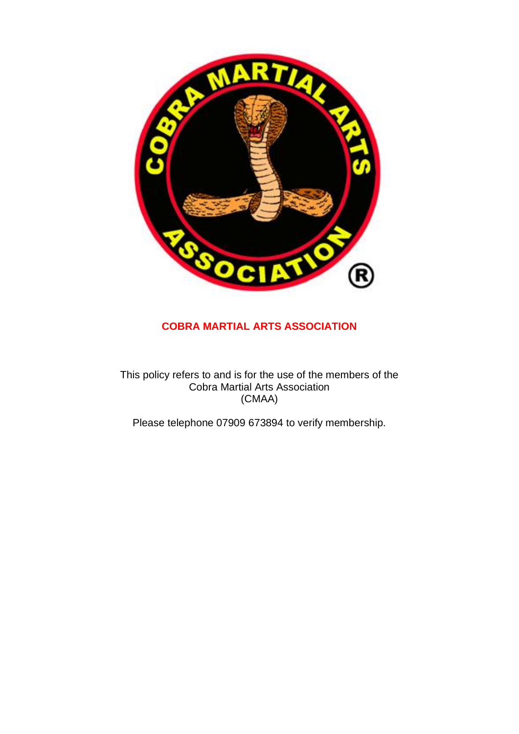# COBRA MARTIAL ARTS ASSOCIATION

This policy refers to and is for the use of the members of the Cobra Martial Arts Association (CMAA)

Please telephone 07909 673894 to verify membership.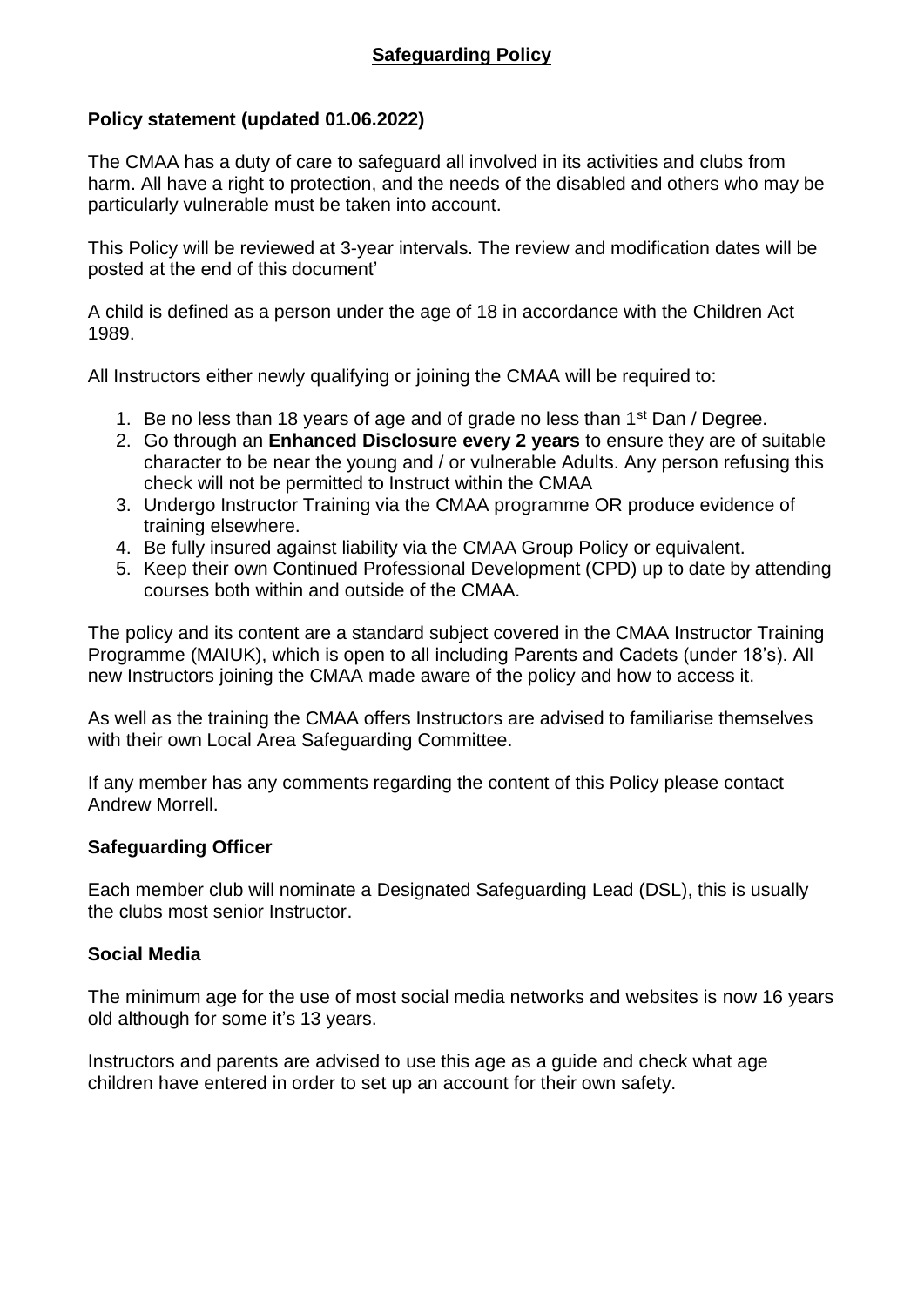# Safeguarding Policy

## Policy statement (updated 01.06.2022)

The CMAA has a duty of care to safeguard all involved in its activities and clubs from harm. All have a right to protection, and the needs of the disabled and others who may be particularly vulnerable must be taken into account.

This Policy will be reviewed at 3-year intervals. The review and modification dates will be posted at the end of this document'

A child is defined as a person under the age of 18 in accordance with the Children Act 1989.

All Instructors either newly qualifying or joining the CMAA will be required to:

1. Be no less than 18 years of age and of grade no less than 1st Dan / Degree.
2. Go through an **Enhanced Disclosure every 2 years** to ensure they are of suitable character to be near the young and / or vulnerable Adults. Any person refusing this check will not be permitted to Instruct within the CMAA
3. Undergo Instructor Training via the CMAA programme OR produce evidence of training elsewhere.
4. Be fully insured against liability via the CMAA Group Policy or equivalent.
5. Keep their own Continued Professional Development (CPD) up to date by attending courses both within and outside of the CMAA.

The policy and its content are a standard subject covered in the CMAA Instructor Training Programme (MAIUK), which is open to all including Parents and Cadets (under 18's). All new Instructors joining the CMAA made aware of the policy and how to access it.

As well as the training the CMAA offers Instructors are advised to familiarise themselves with their own Local Area Safeguarding Committee.

If any member has any comments regarding the content of this Policy please contact Andrew Morrell.

## Safeguarding Officer

Each member club will nominate a Designated Safeguarding Lead (DSL), this is usually the clubs most senior Instructor.

## Social Media

The minimum age for the use of most social media networks and websites is now 16 years old although for some it's 13 years.

Instructors and parents are advised to use this age as a guide and check what age children have entered in order to set up an account for their own safety.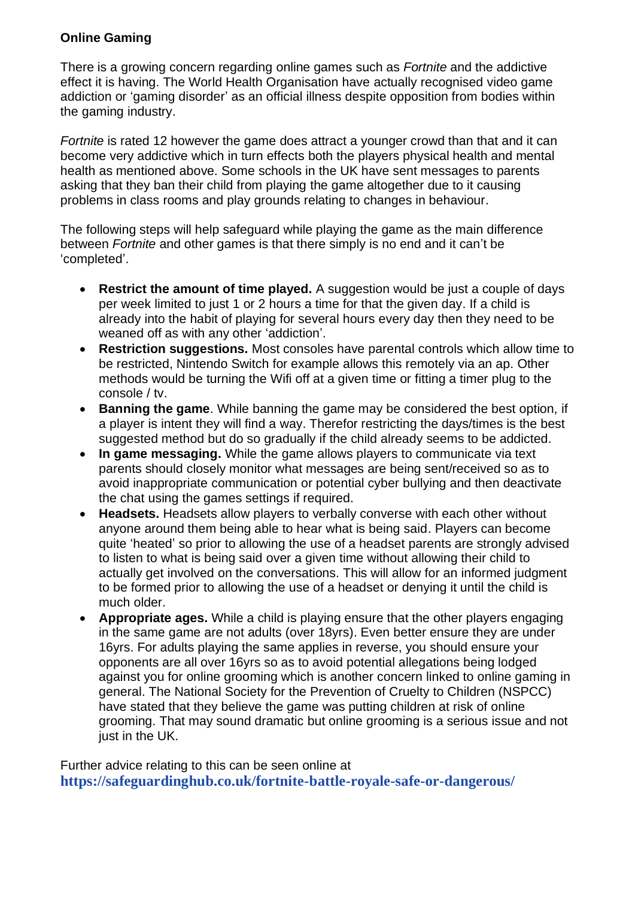**Online Gaming**

There is a growing concern regarding online games such as *Fortnite* and the addictive effect it is having. The World Health Organisation have actually recognised video game addiction or 'gaming disorder' as an official illness despite opposition from bodies within the gaming industry.

*Fortnite* is rated 12 however the game does attract a younger crowd than that and it can become very addictive which in turn effects both the players physical health and mental health as mentioned above. Some schools in the UK have sent messages to parents asking that they ban their child from playing the game altogether due to it causing problems in class rooms and play grounds relating to changes in behaviour.

The following steps will help safeguard while playing the game as the main difference between *Fortnite* and other games is that there simply is no end and it can't be 'completed'.

- **Restrict the amount of time played.** A suggestion would be just a couple of days per week limited to just 1 or 2 hours a time for that the given day. If a child is already into the habit of playing for several hours every day then they need to be weaned off as with any other 'addiction'.
- **Restriction suggestions.** Most consoles have parental controls which allow time to be restricted, Nintendo Switch for example allows this remotely via an ap. Other methods would be turning the Wifi off at a given time or fitting a timer plug to the console / tv.
- **Banning the game**. While banning the game may be considered the best option, if a player is intent they will find a way. Therefor restricting the days/times is the best suggested method but do so gradually if the child already seems to be addicted.
- **In game messaging.** While the game allows players to communicate via text parents should closely monitor what messages are being sent/received so as to avoid inappropriate communication or potential cyber bullying and then deactivate the chat using the games settings if required.
- **Headsets.** Headsets allow players to verbally converse with each other without anyone around them being able to hear what is being said. Players can become quite 'heated' so prior to allowing the use of a headset parents are strongly advised to listen to what is being said over a given time without allowing their child to actually get involved on the conversations. This will allow for an informed judgment to be formed prior to allowing the use of a headset or denying it until the child is much older.
- **Appropriate ages.** While a child is playing ensure that the other players engaging in the same game are not adults (over 18yrs). Even better ensure they are under 16yrs. For adults playing the same applies in reverse, you should ensure your opponents are all over 16yrs so as to avoid potential allegations being lodged against you for online grooming which is another concern linked to online gaming in general. The National Society for the Prevention of Cruelty to Children (NSPCC) have stated that they believe the game was putting children at risk of online grooming. That may sound dramatic but online grooming is a serious issue and not just in the UK.

Further advice relating to this can be seen online at **https://safeguardinghub.co.uk/fortnite-battle-royale-safe-or-dangerous/**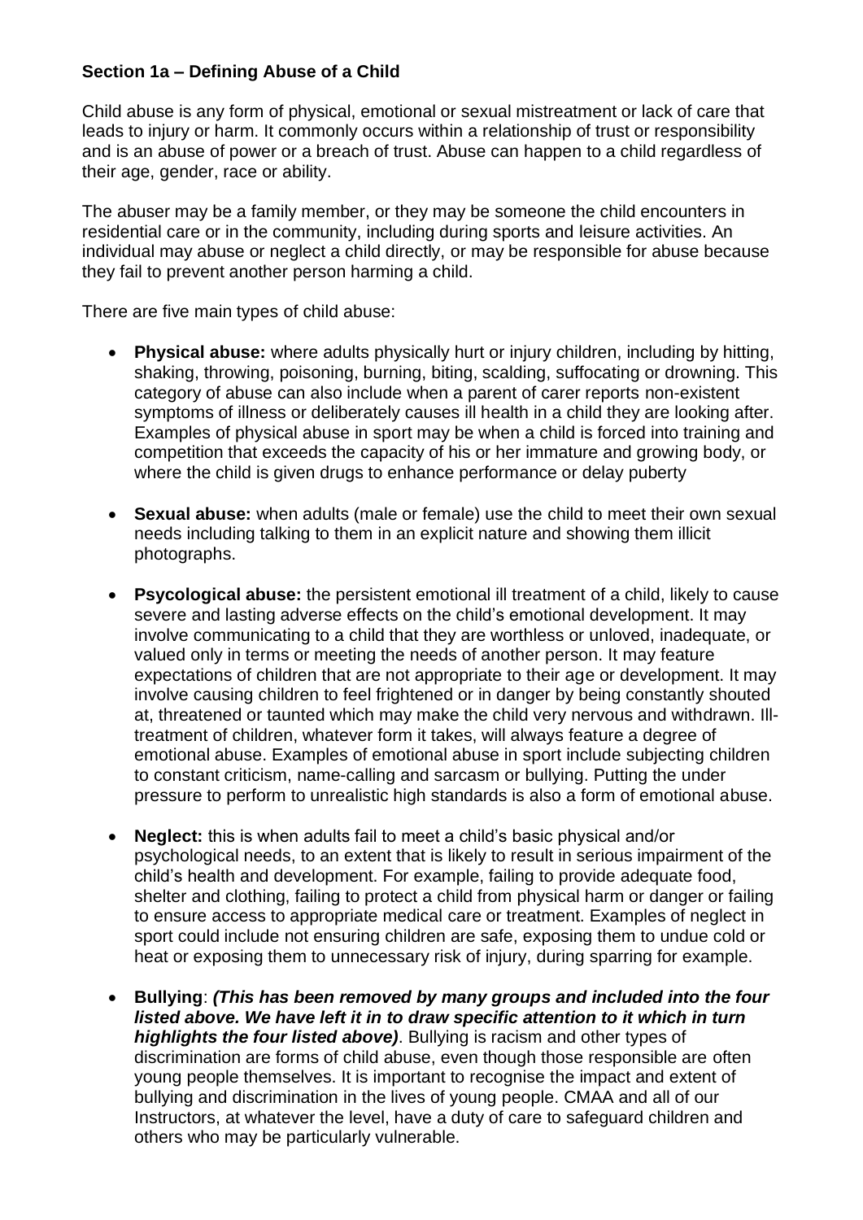**Section 1a – Defining Abuse of a Child**

Child abuse is any form of physical, emotional or sexual mistreatment or lack of care that leads to injury or harm. It commonly occurs within a relationship of trust or responsibility and is an abuse of power or a breach of trust. Abuse can happen to a child regardless of their age, gender, race or ability.

The abuser may be a family member, or they may be someone the child encounters in residential care or in the community, including during sports and leisure activities. An individual may abuse or neglect a child directly, or may be responsible for abuse because they fail to prevent another person harming a child.

There are five main types of child abuse:

- **Physical abuse:** where adults physically hurt or injury children, including by hitting, shaking, throwing, poisoning, burning, biting, scalding, suffocating or drowning. This category of abuse can also include when a parent of carer reports non-existent symptoms of illness or deliberately causes ill health in a child they are looking after. Examples of physical abuse in sport may be when a child is forced into training and competition that exceeds the capacity of his or her immature and growing body, or where the child is given drugs to enhance performance or delay puberty

- **Sexual abuse:** when adults (male or female) use the child to meet their own sexual needs including talking to them in an explicit nature and showing them illicit photographs.

- **Psycological abuse:** the persistent emotional ill treatment of a child, likely to cause severe and lasting adverse effects on the child's emotional development. It may involve communicating to a child that they are worthless or unloved, inadequate, or valued only in terms or meeting the needs of another person. It may feature expectations of children that are not appropriate to their age or development. It may involve causing children to feel frightened or in danger by being constantly shouted at, threatened or taunted which may make the child very nervous and withdrawn. Ill-treatment of children, whatever form it takes, will always feature a degree of emotional abuse. Examples of emotional abuse in sport include subjecting children to constant criticism, name-calling and sarcasm or bullying. Putting the under pressure to perform to unrealistic high standards is also a form of emotional abuse.

- **Neglect:** this is when adults fail to meet a child's basic physical and/or psychological needs, to an extent that is likely to result in serious impairment of the child's health and development. For example, failing to provide adequate food, shelter and clothing, failing to protect a child from physical harm or danger or failing to ensure access to appropriate medical care or treatment. Examples of neglect in sport could include not ensuring children are safe, exposing them to undue cold or heat or exposing them to unnecessary risk of injury, during sparring for example.

- **Bullying**: ***(This has been removed by many groups and included into the four listed above. We have left it in to draw specific attention to it which in turn highlights the four listed above)***. Bullying is racism and other types of discrimination are forms of child abuse, even though those responsible are often young people themselves. It is important to recognise the impact and extent of bullying and discrimination in the lives of young people. CMAA and all of our Instructors, at whatever the level, have a duty of care to safeguard children and others who may be particularly vulnerable.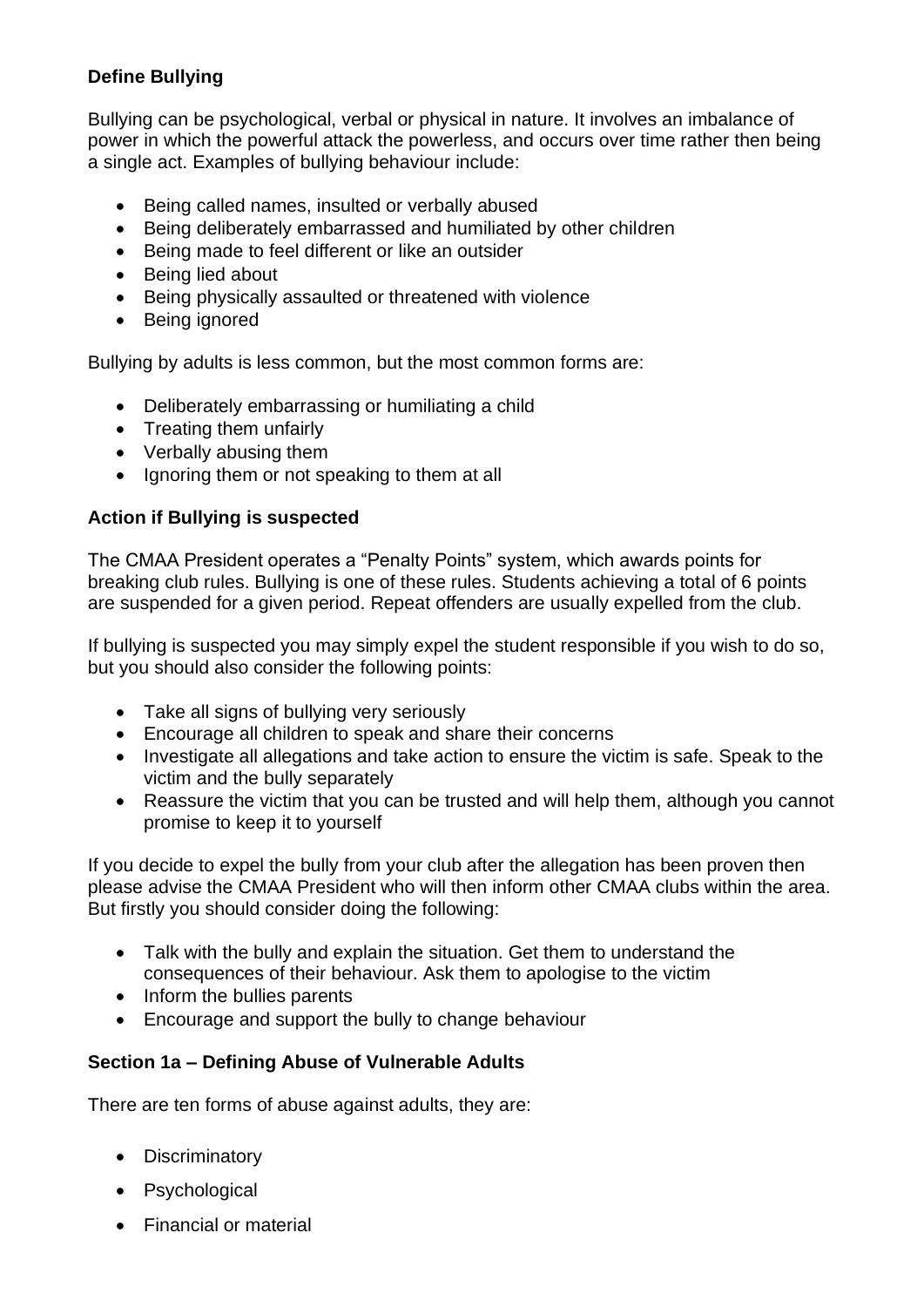**Define Bullying**

Bullying can be psychological, verbal or physical in nature. It involves an imbalance of power in which the powerful attack the powerless, and occurs over time rather then being a single act. Examples of bullying behaviour include:

- Being called names, insulted or verbally abused
- Being deliberately embarrassed and humiliated by other children
- Being made to feel different or like an outsider
- Being lied about
- Being physically assaulted or threatened with violence
- Being ignored

Bullying by adults is less common, but the most common forms are:

- Deliberately embarrassing or humiliating a child
- Treating them unfairly
- Verbally abusing them
- Ignoring them or not speaking to them at all

**Action if Bullying is suspected**

The CMAA President operates a "Penalty Points" system, which awards points for breaking club rules. Bullying is one of these rules. Students achieving a total of 6 points are suspended for a given period. Repeat offenders are usually expelled from the club.

If bullying is suspected you may simply expel the student responsible if you wish to do so, but you should also consider the following points:

- Take all signs of bullying very seriously
- Encourage all children to speak and share their concerns
- Investigate all allegations and take action to ensure the victim is safe. Speak to the victim and the bully separately
- Reassure the victim that you can be trusted and will help them, although you cannot promise to keep it to yourself

If you decide to expel the bully from your club after the allegation has been proven then please advise the CMAA President who will then inform other CMAA clubs within the area. But firstly you should consider doing the following:

- Talk with the bully and explain the situation. Get them to understand the consequences of their behaviour. Ask them to apologise to the victim
- Inform the bullies parents
- Encourage and support the bully to change behaviour

**Section 1a – Defining Abuse of Vulnerable Adults**

There are ten forms of abuse against adults, they are:

- Discriminatory
- Psychological
- Financial or material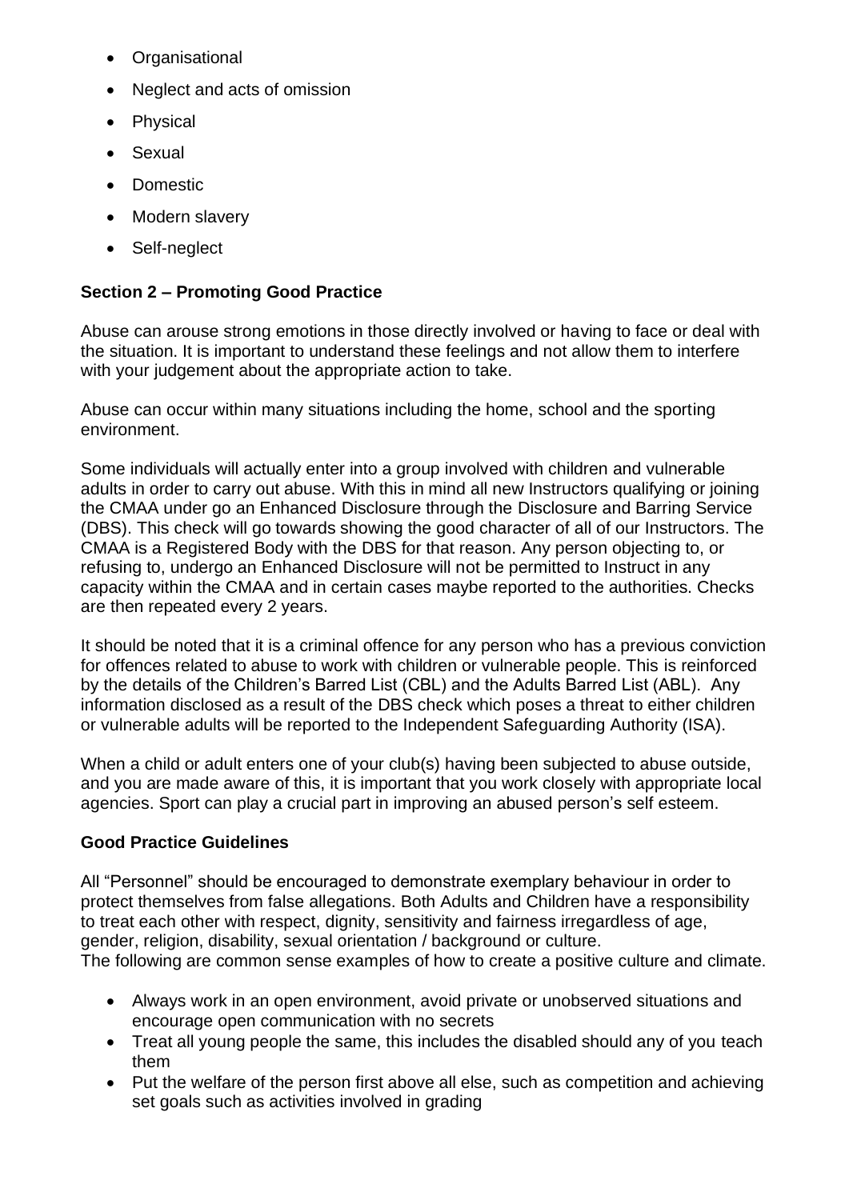- Organisational
- Neglect and acts of omission
- Physical
- Sexual
- Domestic
- Modern slavery
- Self-neglect

## Section 2 – Promoting Good Practice

Abuse can arouse strong emotions in those directly involved or having to face or deal with the situation. It is important to understand these feelings and not allow them to interfere with your judgement about the appropriate action to take.

Abuse can occur within many situations including the home, school and the sporting environment.

Some individuals will actually enter into a group involved with children and vulnerable adults in order to carry out abuse. With this in mind all new Instructors qualifying or joining the CMAA under go an Enhanced Disclosure through the Disclosure and Barring Service (DBS). This check will go towards showing the good character of all of our Instructors. The CMAA is a Registered Body with the DBS for that reason. Any person objecting to, or refusing to, undergo an Enhanced Disclosure will not be permitted to Instruct in any capacity within the CMAA and in certain cases maybe reported to the authorities. Checks are then repeated every 2 years.

It should be noted that it is a criminal offence for any person who has a previous conviction for offences related to abuse to work with children or vulnerable people. This is reinforced by the details of the Children's Barred List (CBL) and the Adults Barred List (ABL). Any information disclosed as a result of the DBS check which poses a threat to either children or vulnerable adults will be reported to the Independent Safeguarding Authority (ISA).

When a child or adult enters one of your club(s) having been subjected to abuse outside, and you are made aware of this, it is important that you work closely with appropriate local agencies. Sport can play a crucial part in improving an abused person's self esteem.

### Good Practice Guidelines

All "Personnel" should be encouraged to demonstrate exemplary behaviour in order to protect themselves from false allegations. Both Adults and Children have a responsibility to treat each other with respect, dignity, sensitivity and fairness irregardless of age, gender, religion, disability, sexual orientation / background or culture.
The following are common sense examples of how to create a positive culture and climate.

- Always work in an open environment, avoid private or unobserved situations and encourage open communication with no secrets
- Treat all young people the same, this includes the disabled should any of you teach them
- Put the welfare of the person first above all else, such as competition and achieving set goals such as activities involved in grading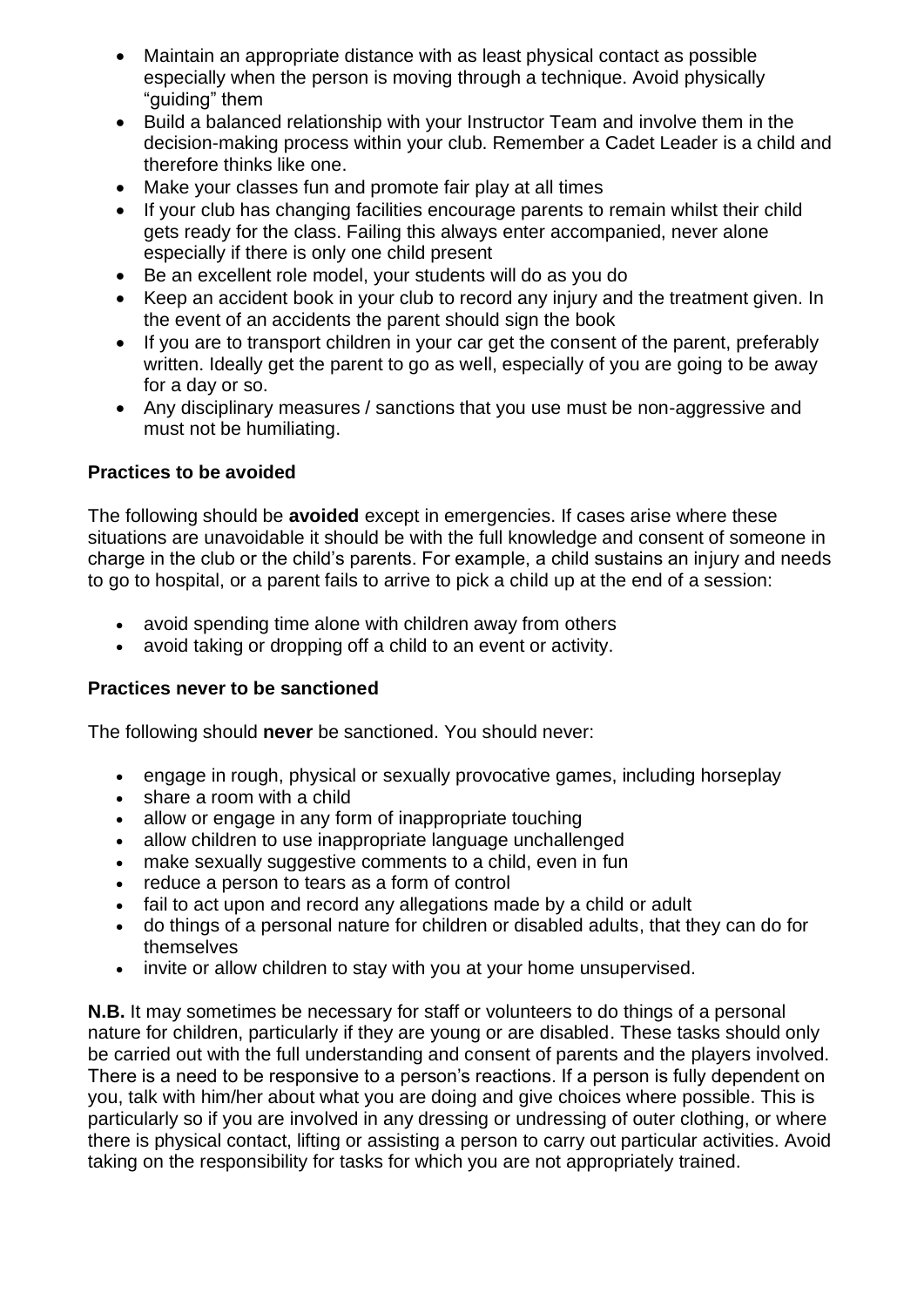- Maintain an appropriate distance with as least physical contact as possible especially when the person is moving through a technique. Avoid physically "guiding" them
- Build a balanced relationship with your Instructor Team and involve them in the decision-making process within your club. Remember a Cadet Leader is a child and therefore thinks like one.
- Make your classes fun and promote fair play at all times
- If your club has changing facilities encourage parents to remain whilst their child gets ready for the class. Failing this always enter accompanied, never alone especially if there is only one child present
- Be an excellent role model, your students will do as you do
- Keep an accident book in your club to record any injury and the treatment given. In the event of an accidents the parent should sign the book
- If you are to transport children in your car get the consent of the parent, preferably written. Ideally get the parent to go as well, especially of you are going to be away for a day or so.
- Any disciplinary measures / sanctions that you use must be non-aggressive and must not be humiliating.

**Practices to be avoided**

The following should be **avoided** except in emergencies. If cases arise where these situations are unavoidable it should be with the full knowledge and consent of someone in charge in the club or the child's parents. For example, a child sustains an injury and needs to go to hospital, or a parent fails to arrive to pick a child up at the end of a session:

- avoid spending time alone with children away from others
- avoid taking or dropping off a child to an event or activity.

**Practices never to be sanctioned**

The following should **never** be sanctioned. You should never:

- engage in rough, physical or sexually provocative games, including horseplay
- share a room with a child
- allow or engage in any form of inappropriate touching
- allow children to use inappropriate language unchallenged
- make sexually suggestive comments to a child, even in fun
- reduce a person to tears as a form of control
- fail to act upon and record any allegations made by a child or adult
- do things of a personal nature for children or disabled adults, that they can do for themselves
- invite or allow children to stay with you at your home unsupervised.

**N.B.** It may sometimes be necessary for staff or volunteers to do things of a personal nature for children, particularly if they are young or are disabled. These tasks should only be carried out with the full understanding and consent of parents and the players involved. There is a need to be responsive to a person's reactions. If a person is fully dependent on you, talk with him/her about what you are doing and give choices where possible. This is particularly so if you are involved in any dressing or undressing of outer clothing, or where there is physical contact, lifting or assisting a person to carry out particular activities. Avoid taking on the responsibility for tasks for which you are not appropriately trained.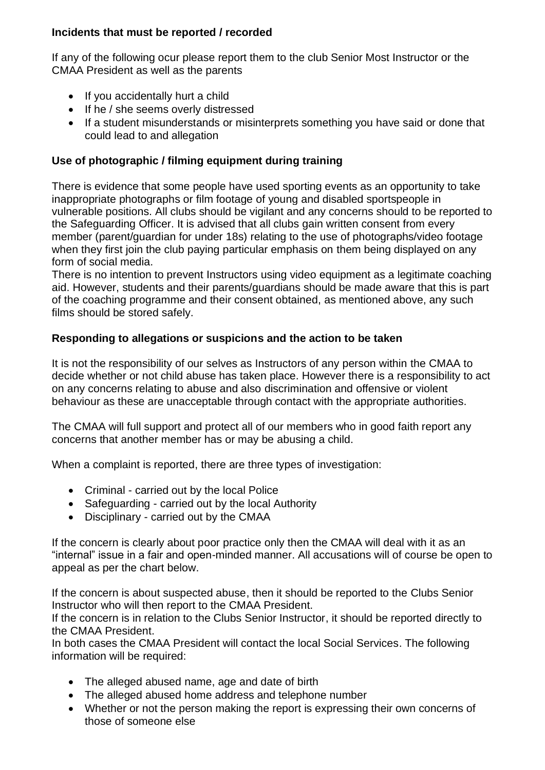**Incidents that must be reported / recorded**

If any of the following ocur please report them to the club Senior Most Instructor or the CMAA President as well as the parents

- If you accidentally hurt a child
- If he / she seems overly distressed
- If a student misunderstands or misinterprets something you have said or done that could lead to and allegation

**Use of photographic / filming equipment during training**

There is evidence that some people have used sporting events as an opportunity to take inappropriate photographs or film footage of young and disabled sportspeople in vulnerable positions. All clubs should be vigilant and any concerns should to be reported to the Safeguarding Officer. It is advised that all clubs gain written consent from every member (parent/guardian for under 18s) relating to the use of photographs/video footage when they first join the club paying particular emphasis on them being displayed on any form of social media.
There is no intention to prevent Instructors using video equipment as a legitimate coaching aid. However, students and their parents/guardians should be made aware that this is part of the coaching programme and their consent obtained, as mentioned above, any such films should be stored safely.

**Responding to allegations or suspicions and the action to be taken**

It is not the responsibility of our selves as Instructors of any person within the CMAA to decide whether or not child abuse has taken place. However there is a responsibility to act on any concerns relating to abuse and also discrimination and offensive or violent behaviour as these are unacceptable through contact with the appropriate authorities.

The CMAA will full support and protect all of our members who in good faith report any concerns that another member has or may be abusing a child.

When a complaint is reported, there are three types of investigation:

- Criminal - carried out by the local Police
- Safeguarding - carried out by the local Authority
- Disciplinary - carried out by the CMAA

If the concern is clearly about poor practice only then the CMAA will deal with it as an "internal" issue in a fair and open-minded manner. All accusations will of course be open to appeal as per the chart below.

If the concern is about suspected abuse, then it should be reported to the Clubs Senior Instructor who will then report to the CMAA President.
If the concern is in relation to the Clubs Senior Instructor, it should be reported directly to the CMAA President.
In both cases the CMAA President will contact the local Social Services. The following information will be required:

- The alleged abused name, age and date of birth
- The alleged abused home address and telephone number
- Whether or not the person making the report is expressing their own concerns of those of someone else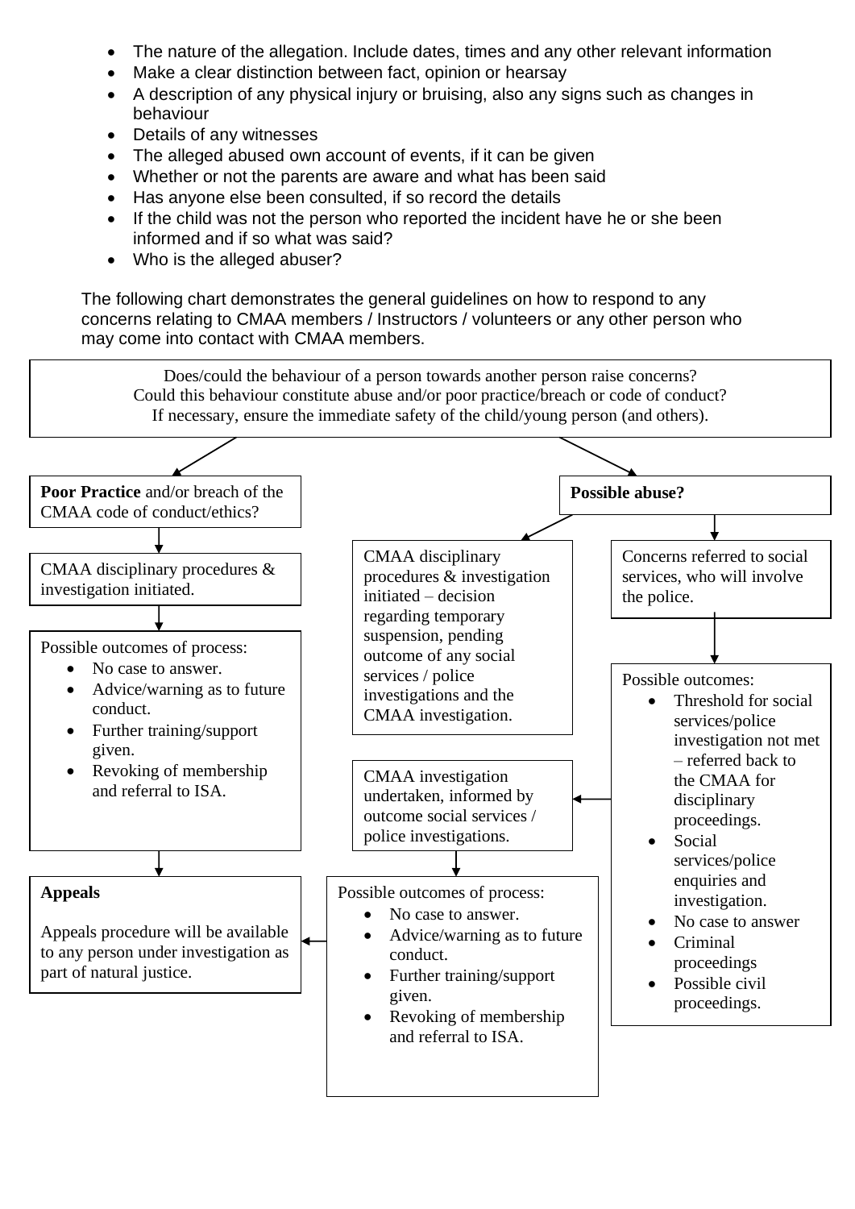- The nature of the allegation. Include dates, times and any other relevant information
- Make a clear distinction between fact, opinion or hearsay
- A description of any physical injury or bruising, also any signs such as changes in behaviour
- Details of any witnesses
- The alleged abused own account of events, if it can be given
- Whether or not the parents are aware and what has been said
- Has anyone else been consulted, if so record the details
- If the child was not the person who reported the incident have he or she been informed and if so what was said?
- Who is the alleged abuser?

The following chart demonstrates the general guidelines on how to respond to any concerns relating to CMAA members / Instructors / volunteers or any other person who may come into contact with CMAA members.

Does/could the behaviour of a person towards another person raise concerns?
Could this behaviour constitute abuse and/or poor practice/breach or code of conduct?
If necessary, ensure the immediate safety of the child/young person (and others).

**Poor Practice** and/or breach of the CMAA code of conduct/ethics?

CMAA disciplinary procedures & investigation initiated.

Possible outcomes of process:

- No case to answer.
- Advice/warning as to future conduct.
- Further training/support given.
- Revoking of membership and referral to ISA.

**Appeals**

Appeals procedure will be available to any person under investigation as part of natural justice.

**Possible abuse?**

CMAA disciplinary procedures & investigation initiated – decision regarding temporary suspension, pending outcome of any social services / police investigations and the CMAA investigation.

Concerns referred to social services, who will involve the police.

Possible outcomes:

- Threshold for social services/police investigation not met – referred back to the CMAA for disciplinary proceedings.
- Social services/police enquiries and investigation.
- No case to answer
- Criminal proceedings
- Possible civil proceedings.

CMAA investigation undertaken, informed by outcome social services / police investigations.

Possible outcomes of process:

- No case to answer.
- Advice/warning as to future conduct.
- Further training/support given.
- Revoking of membership and referral to ISA.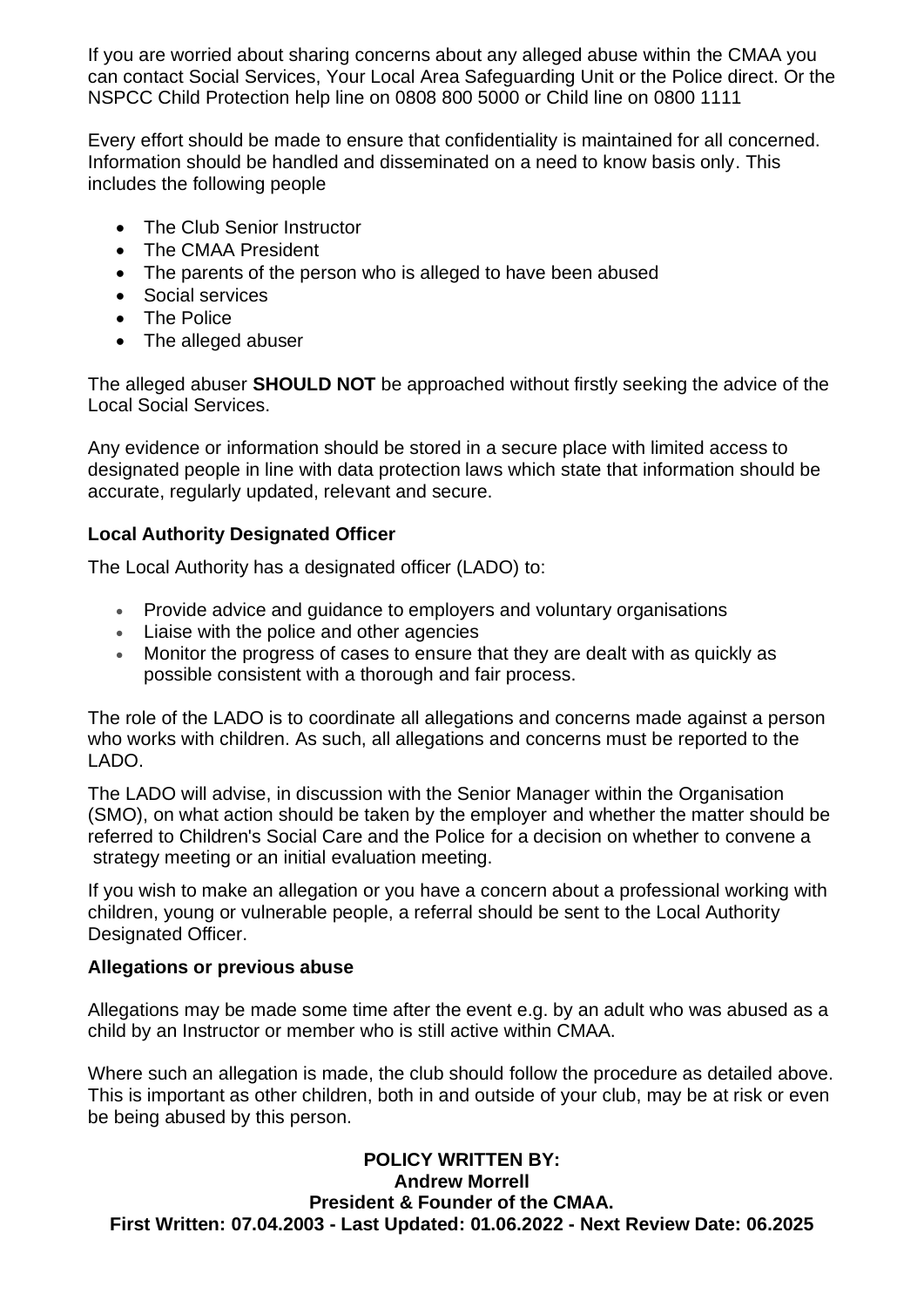If you are worried about sharing concerns about any alleged abuse within the CMAA you can contact Social Services, Your Local Area Safeguarding Unit or the Police direct. Or the NSPCC Child Protection help line on 0808 800 5000 or Child line on 0800 1111

Every effort should be made to ensure that confidentiality is maintained for all concerned. Information should be handled and disseminated on a need to know basis only. This includes the following people

- The Club Senior Instructor
- The CMAA President
- The parents of the person who is alleged to have been abused
- Social services
- The Police
- The alleged abuser

The alleged abuser **SHOULD NOT** be approached without firstly seeking the advice of the Local Social Services.

Any evidence or information should be stored in a secure place with limited access to designated people in line with data protection laws which state that information should be accurate, regularly updated, relevant and secure.

**Local Authority Designated Officer**

The Local Authority has a designated officer (LADO) to:

- Provide advice and guidance to employers and voluntary organisations
- Liaise with the police and other agencies
- Monitor the progress of cases to ensure that they are dealt with as quickly as possible consistent with a thorough and fair process.

The role of the LADO is to coordinate all allegations and concerns made against a person who works with children. As such, all allegations and concerns must be reported to the LADO.

The LADO will advise, in discussion with the Senior Manager within the Organisation (SMO), on what action should be taken by the employer and whether the matter should be referred to Children's Social Care and the Police for a decision on whether to convene a strategy meeting or an initial evaluation meeting.

If you wish to make an allegation or you have a concern about a professional working with children, young or vulnerable people, a referral should be sent to the Local Authority Designated Officer.

**Allegations or previous abuse**

Allegations may be made some time after the event e.g. by an adult who was abused as a child by an Instructor or member who is still active within CMAA.

Where such an allegation is made, the club should follow the procedure as detailed above. This is important as other children, both in and outside of your club, may be at risk or even be being abused by this person.

**POLICY WRITTEN BY:**
**Andrew Morrell**
**President & Founder of the CMAA.**
**First Written: 07.04.2003 - Last Updated: 01.06.2022 - Next Review Date: 06.2025**